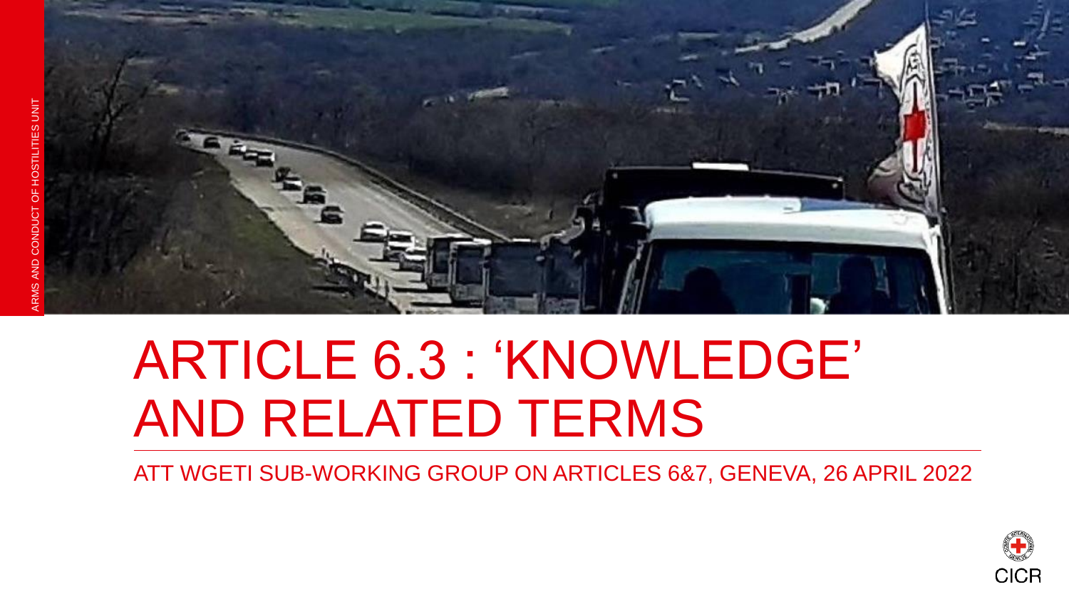ARMS AND CONDUCT OF HOSTILITIES UNIT

# ARTICLE 6.3 : 'KNOWLEDGE' AND RELATED TERMS

ATT WGETI SUB-WORKING GROUP ON ARTICLES 6&7, GENEVA, 26 APRIL 2022

CICR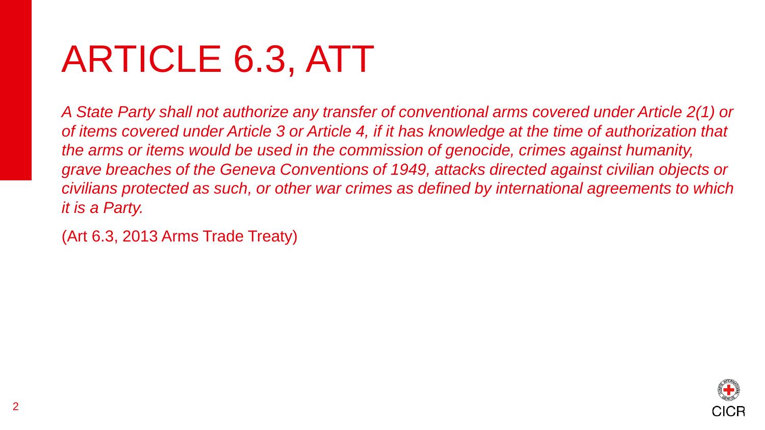# ARTICLE 6.3, ATT

*A State Party shall not authorize any transfer of conventional arms covered under Article 2(1) or of items covered under Article 3 or Article 4, if it has knowledge at the time of authorization that the arms or items would be used in the commission of genocide, crimes against humanity, grave breaches of the Geneva Conventions of 1949, attacks directed against civilian objects or civilians protected as such, or other war crimes as defined by international agreements to which it is a Party.*

(Art 6.3, 2013 Arms Trade Treaty)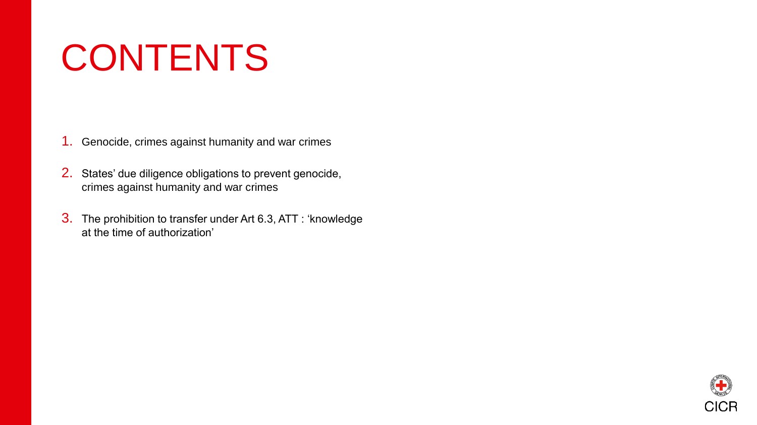# CONTENTS

1. Genocide, crimes against humanity and war crimes
2. States' due diligence obligations to prevent genocide, crimes against humanity and war crimes
3. The prohibition to transfer under Art 6.3, ATT : 'knowledge at the time of authorization'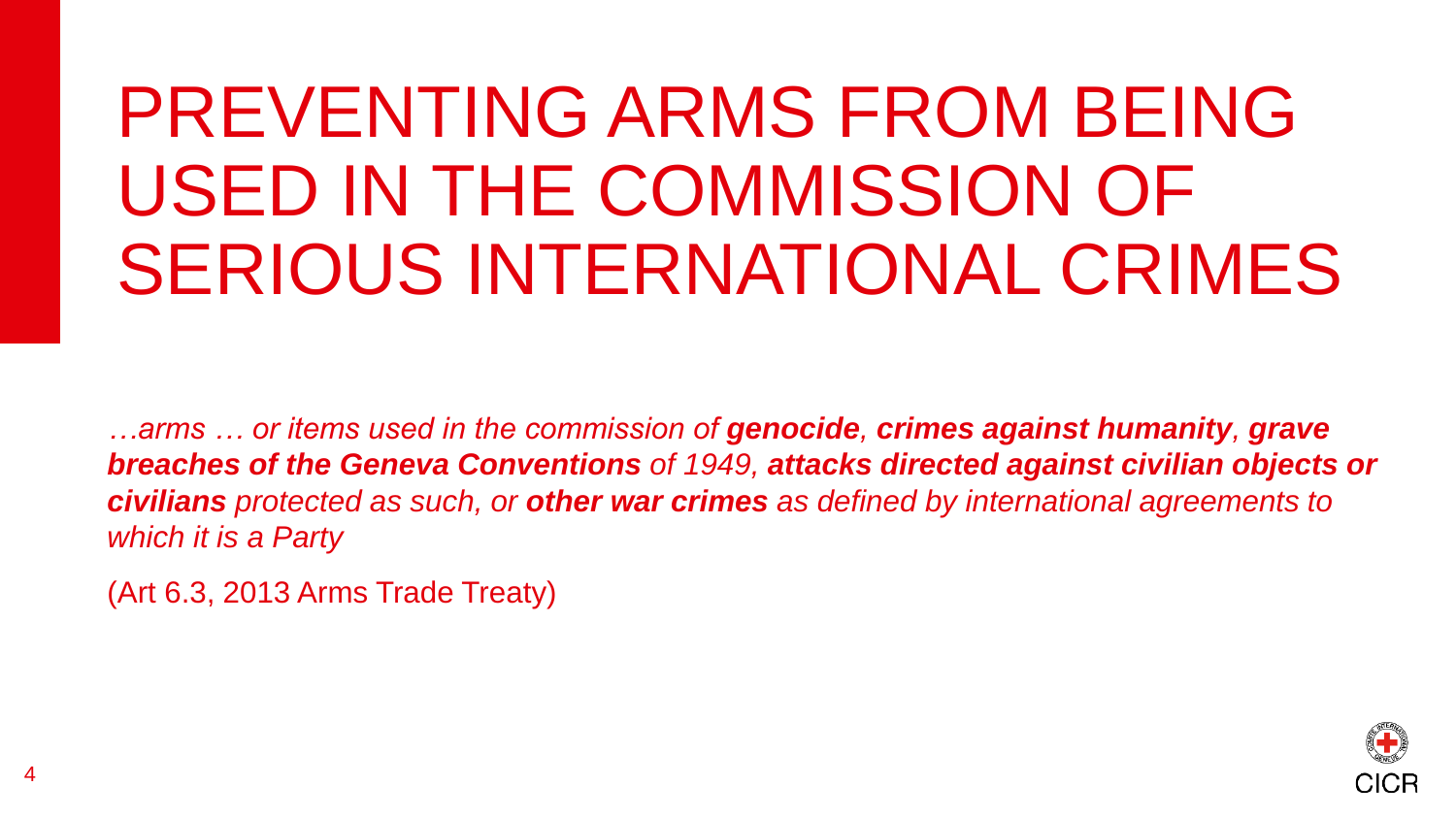# PREVENTING ARMS FROM BEING USED IN THE COMMISSION OF SERIOUS INTERNATIONAL CRIMES

*…arms … or items used in the commission of **genocide**, **crimes against humanity**, **grave breaches of the Geneva Conventions** of 1949, **attacks directed against civilian objects or civilians** protected as such, or **other war crimes** as defined by international agreements to which it is a Party*

(Art 6.3, 2013 Arms Trade Treaty)

CICR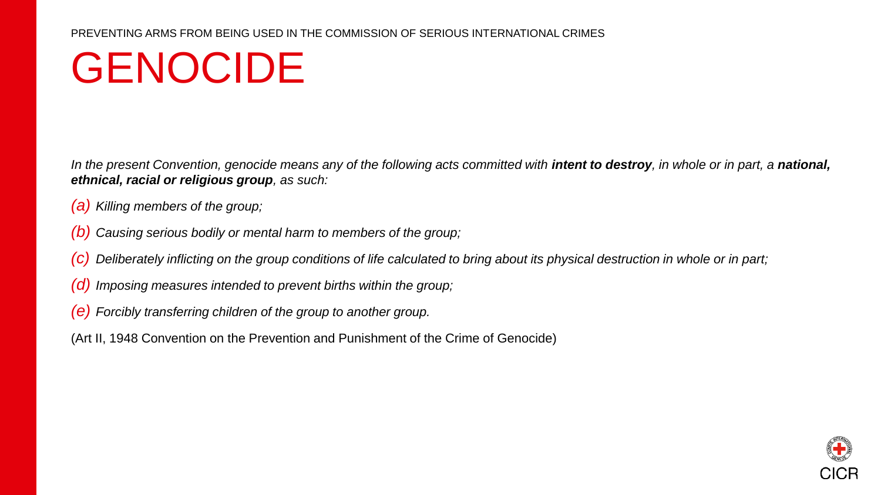PREVENTING ARMS FROM BEING USED IN THE COMMISSION OF SERIOUS INTERNATIONAL CRIMES

# GENOCIDE

*In the present Convention, genocide means any of the following acts committed with **intent to destroy**, in whole or in part, a **national, ethnical, racial or religious group**, as such:*

*(a) Killing members of the group;*

*(b) Causing serious bodily or mental harm to members of the group;*

*(c) Deliberately inflicting on the group conditions of life calculated to bring about its physical destruction in whole or in part;*

*(d) Imposing measures intended to prevent births within the group;*

*(e) Forcibly transferring children of the group to another group.*

(Art II, 1948 Convention on the Prevention and Punishment of the Crime of Genocide)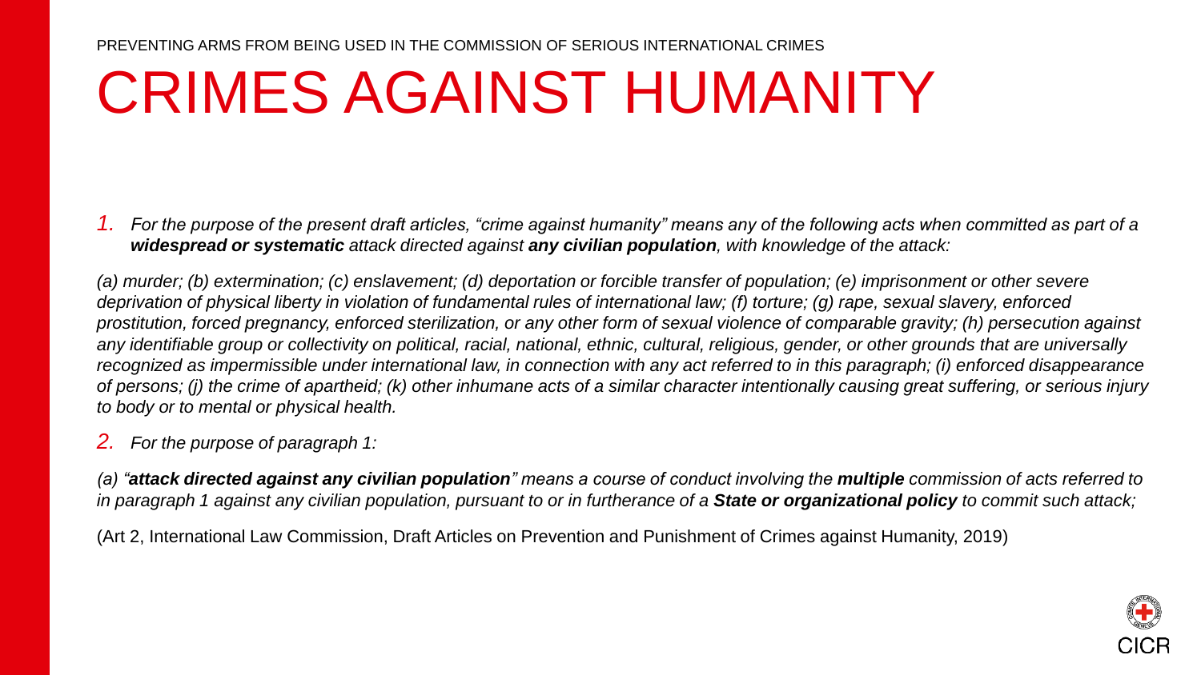PREVENTING ARMS FROM BEING USED IN THE COMMISSION OF SERIOUS INTERNATIONAL CRIMES

# CRIMES AGAINST HUMANITY

1. *For the purpose of the present draft articles, "crime against humanity" means any of the following acts when committed as part of a* ***widespread or systematic*** *attack directed against* ***any civilian population****, with knowledge of the attack:*

*(a) murder; (b) extermination; (c) enslavement; (d) deportation or forcible transfer of population; (e) imprisonment or other severe deprivation of physical liberty in violation of fundamental rules of international law; (f) torture; (g) rape, sexual slavery, enforced prostitution, forced pregnancy, enforced sterilization, or any other form of sexual violence of comparable gravity; (h) persecution against any identifiable group or collectivity on political, racial, national, ethnic, cultural, religious, gender, or other grounds that are universally recognized as impermissible under international law, in connection with any act referred to in this paragraph; (i) enforced disappearance of persons; (j) the crime of apartheid; (k) other inhumane acts of a similar character intentionally causing great suffering, or serious injury to body or to mental or physical health.*

2. *For the purpose of paragraph 1:*

*(a) "****attack directed against any civilian population****" means a course of conduct involving the* ***multiple*** *commission of acts referred to in paragraph 1 against any civilian population, pursuant to or in furtherance of a* ***State or organizational policy*** *to commit such attack;*

(Art 2, International Law Commission, Draft Articles on Prevention and Punishment of Crimes against Humanity, 2019)

CICR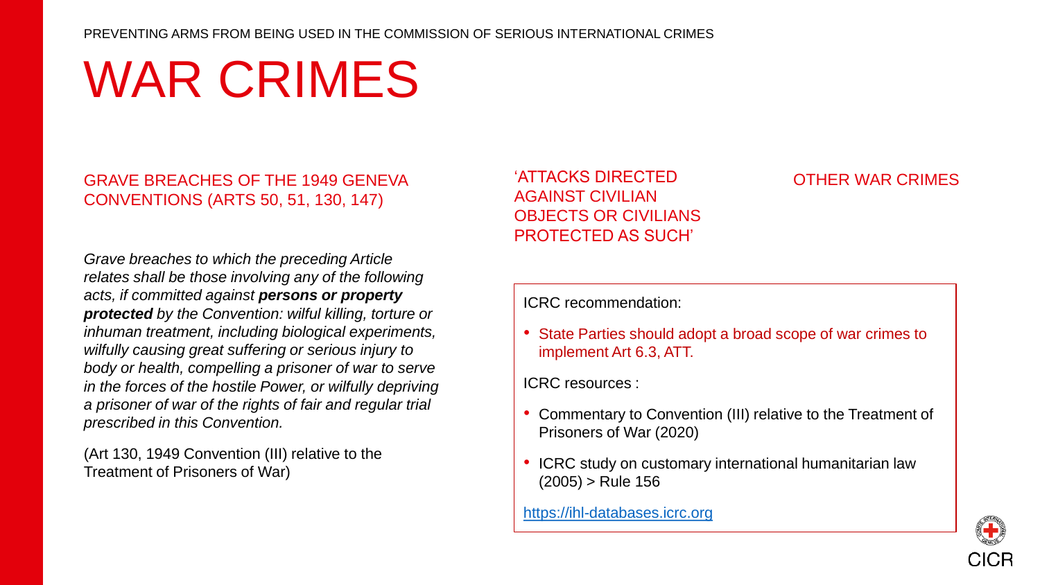# WAR CRIMES

## GRAVE BREACHES OF THE 1949 GENEVA CONVENTIONS (ARTS 50, 51, 130, 147)

*Grave breaches to which the preceding Article relates shall be those involving any of the following acts, if committed against* ***persons or property protected*** *by the Convention: wilful killing, torture or inhuman treatment, including biological experiments, wilfully causing great suffering or serious injury to body or health, compelling a prisoner of war to serve in the forces of the hostile Power, or wilfully depriving a prisoner of war of the rights of fair and regular trial prescribed in this Convention.*

(Art 130, 1949 Convention (III) relative to the Treatment of Prisoners of War)

## 'ATTACKS DIRECTED AGAINST CIVILIAN OBJECTS OR CIVILIANS PROTECTED AS SUCH'

## OTHER WAR CRIMES

ICRC recommendation:

- State Parties should adopt a broad scope of war crimes to implement Art 6.3, ATT.

ICRC resources :

- Commentary to Convention (III) relative to the Treatment of Prisoners of War (2020)
- ICRC study on customary international humanitarian law (2005) > Rule 156

https://ihl-databases.icrc.org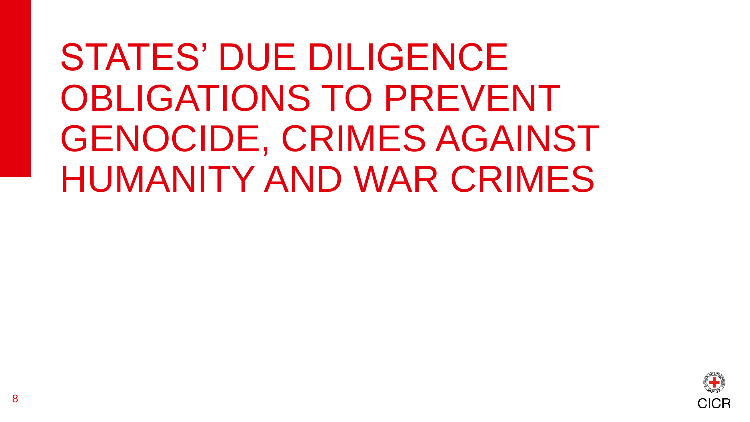# STATES' DUE DILIGENCE OBLIGATIONS TO PREVENT GENOCIDE, CRIMES AGAINST HUMANITY AND WAR CRIMES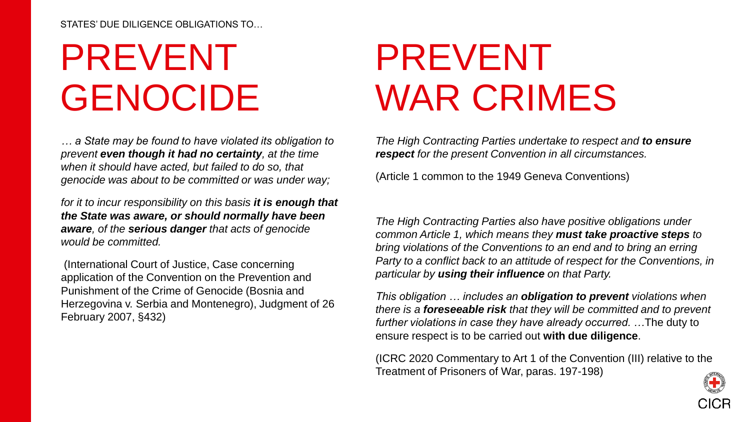STATES' DUE DILIGENCE OBLIGATIONS TO…

# PREVENT GENOCIDE

*… a State may be found to have violated its obligation to prevent **even though it had no certainty**, at the time when it should have acted, but failed to do so, that genocide was about to be committed or was under way;*

*for it to incur responsibility on this basis **it is enough that the State was aware, or should normally have been aware**, of the **serious danger** that acts of genocide would be committed.*

(International Court of Justice, Case concerning application of the Convention on the Prevention and Punishment of the Crime of Genocide (Bosnia and Herzegovina v. Serbia and Montenegro), Judgment of 26 February 2007, §432)

# PREVENT WAR CRIMES

*The High Contracting Parties undertake to respect and **to ensure respect** for the present Convention in all circumstances.*

(Article 1 common to the 1949 Geneva Conventions)

*The High Contracting Parties also have positive obligations under common Article 1, which means they **must take proactive steps** to bring violations of the Conventions to an end and to bring an erring Party to a conflict back to an attitude of respect for the Conventions, in particular by **using their influence** on that Party.*

*This obligation … includes an **obligation to prevent** violations when there is a **foreseeable risk** that they will be committed and to prevent further violations in case they have already occurred. …*The duty to ensure respect is to be carried out **with due diligence**.

(ICRC 2020 Commentary to Art 1 of the Convention (III) relative to the Treatment of Prisoners of War, paras. 197-198)

CICR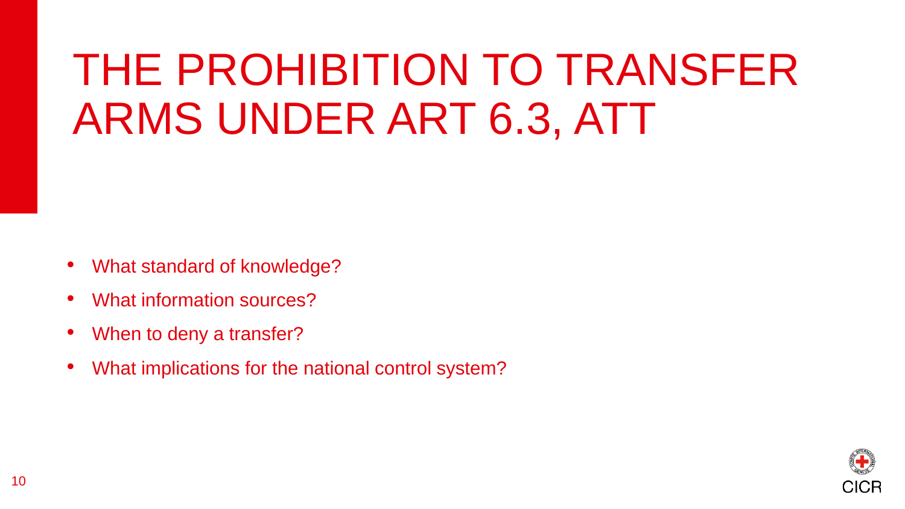# THE PROHIBITION TO TRANSFER ARMS UNDER ART 6.3, ATT

- What standard of knowledge?
- What information sources?
- When to deny a transfer?
- What implications for the national control system?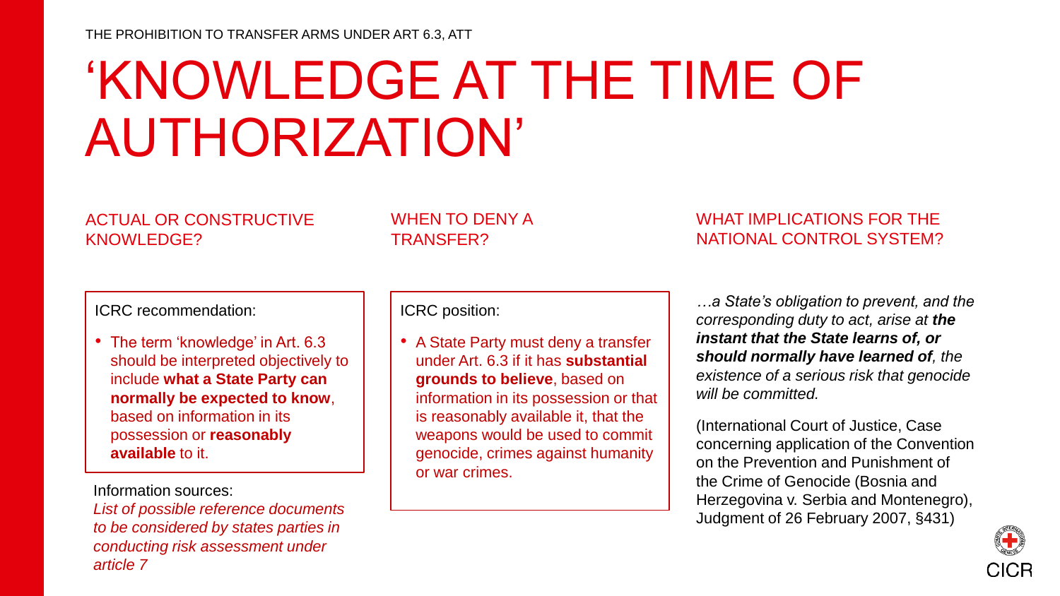THE PROHIBITION TO TRANSFER ARMS UNDER ART 6.3, ATT

# 'KNOWLEDGE AT THE TIME OF AUTHORIZATION'

## ACTUAL OR CONSTRUCTIVE KNOWLEDGE?

ICRC recommendation:

- The term 'knowledge' in Art. 6.3 should be interpreted objectively to include **what a State Party can normally be expected to know**, based on information in its possession or **reasonably available** to it.

Information sources:

*List of possible reference documents to be considered by states parties in conducting risk assessment under article 7*

## WHEN TO DENY A TRANSFER?

ICRC position:

- A State Party must deny a transfer under Art. 6.3 if it has **substantial grounds to believe**, based on information in its possession or that is reasonably available it, that the weapons would be used to commit genocide, crimes against humanity or war crimes.

## WHAT IMPLICATIONS FOR THE NATIONAL CONTROL SYSTEM?

*…a State's obligation to prevent, and the corresponding duty to act, arise at **the instant that the State learns of, or should normally have learned of**, the existence of a serious risk that genocide will be committed.*

(International Court of Justice, Case concerning application of the Convention on the Prevention and Punishment of the Crime of Genocide (Bosnia and Herzegovina v. Serbia and Montenegro), Judgment of 26 February 2007, §431)

CICR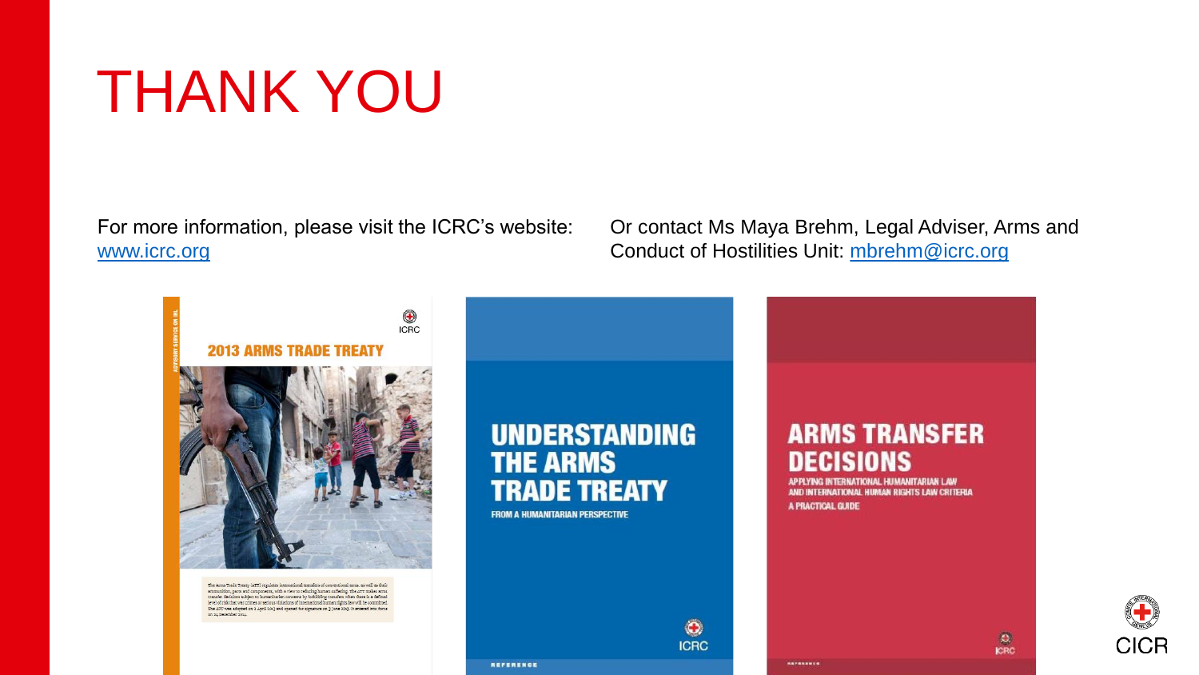# THANK YOU

For more information, please visit the ICRC's website: [www.icrc.org](http://www.icrc.org)

Or contact Ms Maya Brehm, Legal Adviser, Arms and Conduct of Hostilities Unit: [mbrehm@icrc.org](mailto:mbrehm@icrc.org)

2013 ARMS TRADE TREATY

UNDERSTANDING THE ARMS TRADE TREATY
FROM A HUMANITARIAN PERSPECTIVE

ARMS TRANSFER DECISIONS
APPLYING INTERNATIONAL HUMANITARIAN LAW AND INTERNATIONAL HUMAN RIGHTS LAW CRITERIA
A PRACTICAL GUIDE